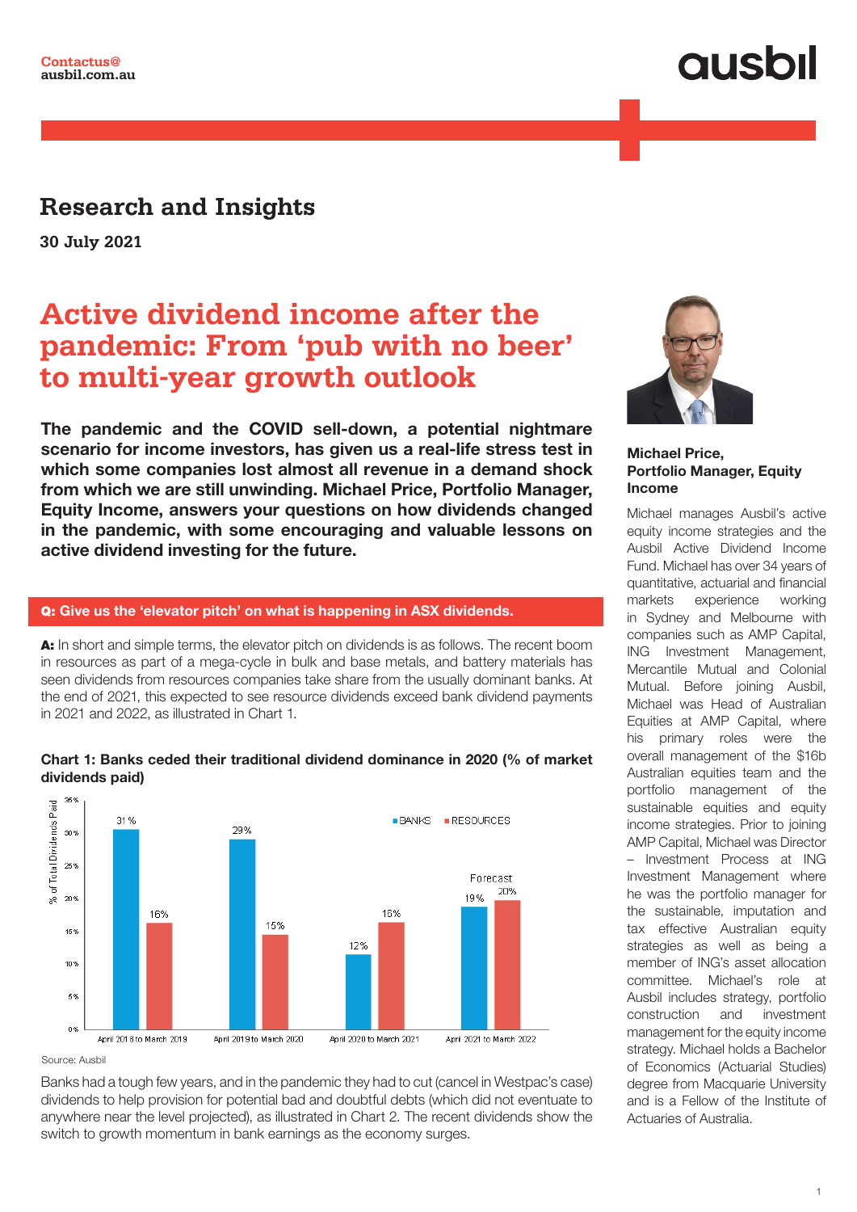Contactus@
ausbil.com.au

ausbil

## Research and Insights

**30 July 2021**

# Active dividend income after the pandemic: From 'pub with no beer' to multi-year growth outlook

**The pandemic and the COVID sell-down, a potential nightmare scenario for income investors, has given us a real-life stress test in which some companies lost almost all revenue in a demand shock from which we are still unwinding. Michael Price, Portfolio Manager, Equity Income, answers your questions on how dividends changed in the pandemic, with some encouraging and valuable lessons on active dividend investing for the future.**

### Q: Give us the 'elevator pitch' on what is happening in ASX dividends.

**A:** In short and simple terms, the elevator pitch on dividends is as follows. The recent boom in resources as part of a mega-cycle in bulk and base metals, and battery materials has seen dividends from resources companies take share from the usually dominant banks. At the end of 2021, this expected to see resource dividends exceed bank dividend payments in 2021 and 2022, as illustrated in Chart 1.

**Chart 1: Banks ceded their traditional dividend dominance in 2020 (% of market dividends paid)**

| Period | Banks (% of Total Dividends Paid) | Resources (% of Total Dividends Paid) |
|---|---|---|
| April 2018 to March 2019 | 31% | 16% |
| April 2019 to March 2020 | 29% | 15% |
| April 2020 to March 2021 | 12% | 16% |
| April 2021 to March 2022 (Forecast) | 19% | 20% |

Source: Ausbil

Banks had a tough few years, and in the pandemic they had to cut (cancel in Westpac's case) dividends to help provision for potential bad and doubtful debts (which did not eventuate to anywhere near the level projected), as illustrated in Chart 2. The recent dividends show the switch to growth momentum in bank earnings as the economy surges.

**Michael Price, Portfolio Manager, Equity Income**

Michael manages Ausbil's active equity income strategies and the Ausbil Active Dividend Income Fund. Michael has over 34 years of quantitative, actuarial and financial markets experience working in Sydney and Melbourne with companies such as AMP Capital, ING Investment Management, Mercantile Mutual and Colonial Mutual. Before joining Ausbil, Michael was Head of Australian Equities at AMP Capital, where his primary roles were the overall management of the $16b Australian equities team and the portfolio management of the sustainable equities and equity income strategies. Prior to joining AMP Capital, Michael was Director – Investment Process at ING Investment Management where he was the portfolio manager for the sustainable, imputation and tax effective Australian equity strategies as well as being a member of ING's asset allocation committee. Michael's role at Ausbil includes strategy, portfolio construction and investment management for the equity income strategy. Michael holds a Bachelor of Economics (Actuarial Studies) degree from Macquarie University and is a Fellow of the Institute of Actuaries of Australia.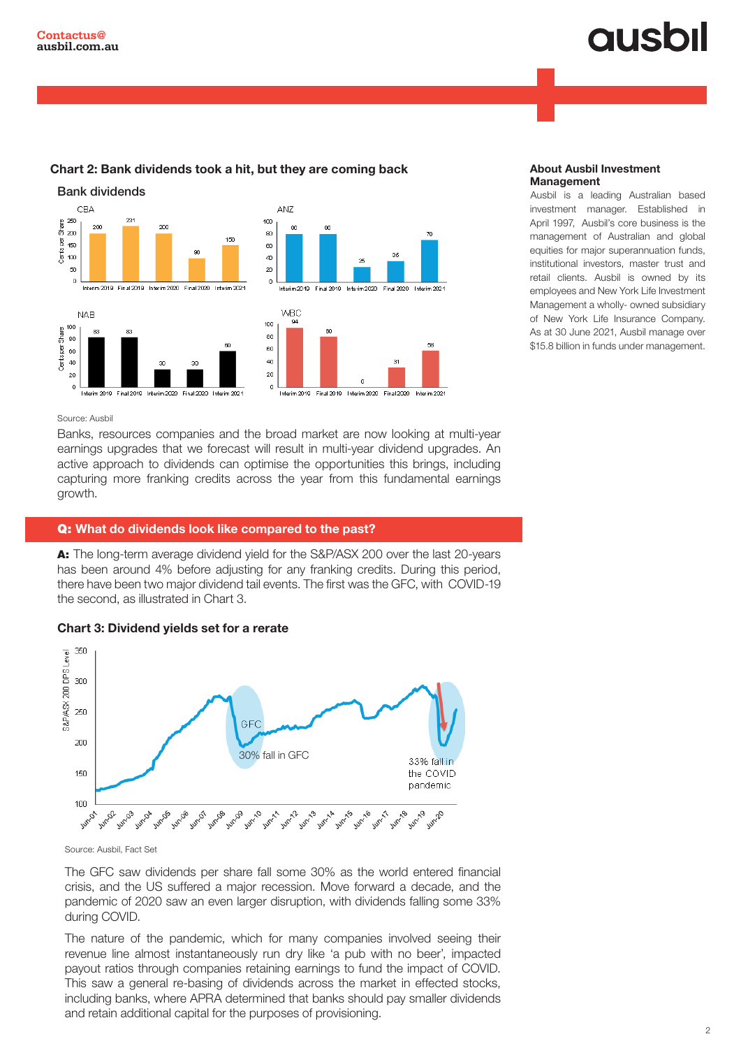### Chart 2: Bank dividends took a hit, but they are coming back

Bank dividends

Source: Ausbil

Banks, resources companies and the broad market are now looking at multi-year earnings upgrades that we forecast will result in multi-year dividend upgrades. An active approach to dividends can optimise the opportunities this brings, including capturing more franking credits across the year from this fundamental earnings growth.

## Q: What do dividends look like compared to the past?

**A:** The long-term average dividend yield for the S&P/ASX 200 over the last 20-years has been around 4% before adjusting for any franking credits. During this period, there have been two major dividend tail events. The first was the GFC, with COVID-19 the second, as illustrated in Chart 3.

### Chart 3: Dividend yields set for a rerate

Source: Ausbil, Fact Set

The GFC saw dividends per share fall some 30% as the world entered financial crisis, and the US suffered a major recession. Move forward a decade, and the pandemic of 2020 saw an even larger disruption, with dividends falling some 33% during COVID.

The nature of the pandemic, which for many companies involved seeing their revenue line almost instantaneously run dry like 'a pub with no beer', impacted payout ratios through companies retaining earnings to fund the impact of COVID. This saw a general re-basing of dividends across the market in effected stocks, including banks, where APRA determined that banks should pay smaller dividends and retain additional capital for the purposes of provisioning.

### About Ausbil Investment Management

Ausbil is a leading Australian based investment manager. Established in April 1997, Ausbil's core business is the management of Australian and global equities for major superannuation funds, institutional investors, master trust and retail clients. Ausbil is owned by its employees and New York Life Investment Management a wholly- owned subsidiary of New York Life Insurance Company. As at 30 June 2021, Ausbil manage over $15.8 billion in funds under management.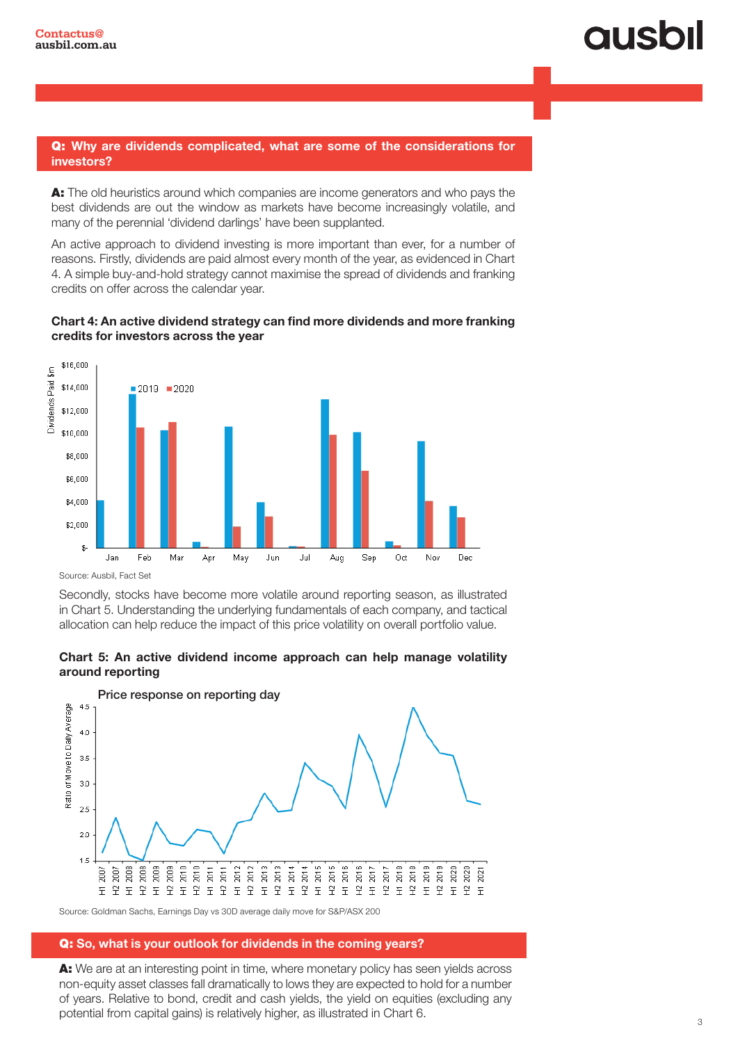**Q: Why are dividends complicated, what are some of the considerations for investors?**

**A:** The old heuristics around which companies are income generators and who pays the best dividends are out the window as markets have become increasingly volatile, and many of the perennial 'dividend darlings' have been supplanted.

An active approach to dividend investing is more important than ever, for a number of reasons. Firstly, dividends are paid almost every month of the year, as evidenced in Chart 4. A simple buy-and-hold strategy cannot maximise the spread of dividends and franking credits on offer across the calendar year.

**Chart 4: An active dividend strategy can find more dividends and more franking credits for investors across the year**

Source: Ausbil, Fact Set

Secondly, stocks have become more volatile around reporting season, as illustrated in Chart 5. Understanding the underlying fundamentals of each company, and tactical allocation can help reduce the impact of this price volatility on overall portfolio value.

**Chart 5: An active dividend income approach can help manage volatility around reporting**

Source: Goldman Sachs, Earnings Day vs 30D average daily move for S&P/ASX 200

**Q: So, what is your outlook for dividends in the coming years?**

**A:** We are at an interesting point in time, where monetary policy has seen yields across non-equity asset classes fall dramatically to lows they are expected to hold for a number of years. Relative to bond, credit and cash yields, the yield on equities (excluding any potential from capital gains) is relatively higher, as illustrated in Chart 6.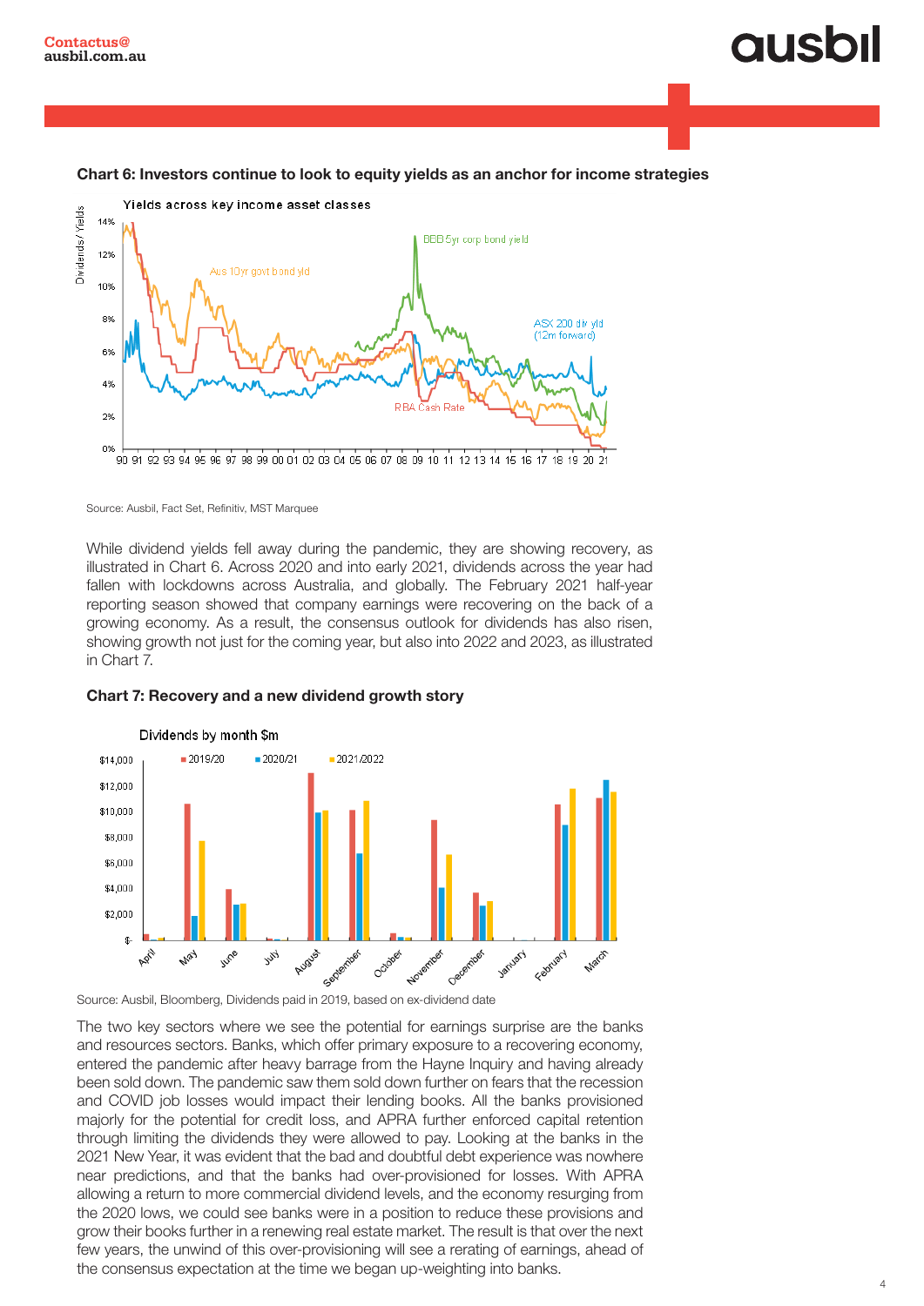**Chart 6: Investors continue to look to equity yields as an anchor for income strategies**

Source: Ausbil, Fact Set, Refinitiv, MST Marquee

While dividend yields fell away during the pandemic, they are showing recovery, as illustrated in Chart 6. Across 2020 and into early 2021, dividends across the year had fallen with lockdowns across Australia, and globally. The February 2021 half-year reporting season showed that company earnings were recovering on the back of a growing economy. As a result, the consensus outlook for dividends has also risen, showing growth not just for the coming year, but also into 2022 and 2023, as illustrated in Chart 7.

**Chart 7: Recovery and a new dividend growth story**

Source: Ausbil, Bloomberg, Dividends paid in 2019, based on ex-dividend date

The two key sectors where we see the potential for earnings surprise are the banks and resources sectors. Banks, which offer primary exposure to a recovering economy, entered the pandemic after heavy barrage from the Hayne Inquiry and having already been sold down. The pandemic saw them sold down further on fears that the recession and COVID job losses would impact their lending books. All the banks provisioned majorly for the potential for credit loss, and APRA further enforced capital retention through limiting the dividends they were allowed to pay. Looking at the banks in the 2021 New Year, it was evident that the bad and doubtful debt experience was nowhere near predictions, and that the banks had over-provisioned for losses. With APRA allowing a return to more commercial dividend levels, and the economy resurging from the 2020 lows, we could see banks were in a position to reduce these provisions and grow their books further in a renewing real estate market. The result is that over the next few years, the unwind of this over-provisioning will see a rerating of earnings, ahead of the consensus expectation at the time we began up-weighting into banks.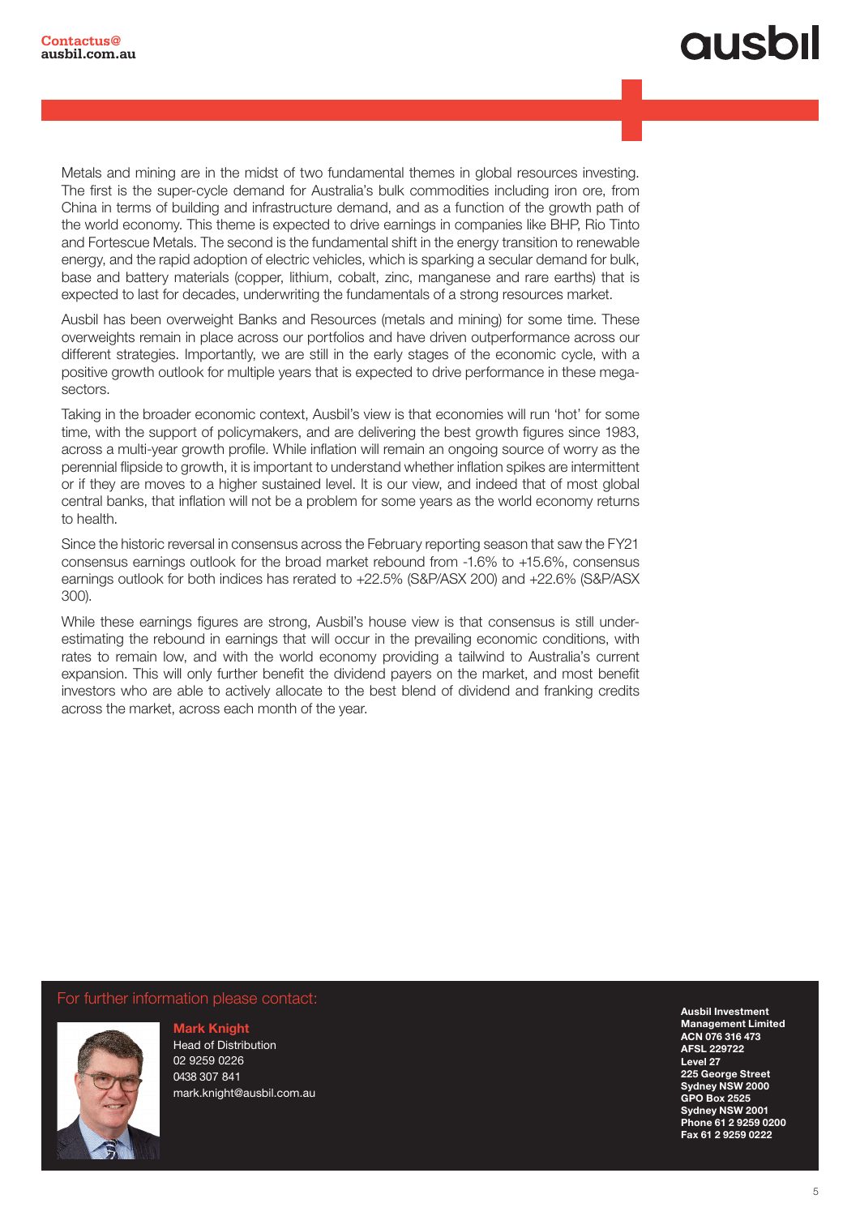Metals and mining are in the midst of two fundamental themes in global resources investing. The first is the super-cycle demand for Australia's bulk commodities including iron ore, from China in terms of building and infrastructure demand, and as a function of the growth path of the world economy. This theme is expected to drive earnings in companies like BHP, Rio Tinto and Fortescue Metals. The second is the fundamental shift in the energy transition to renewable energy, and the rapid adoption of electric vehicles, which is sparking a secular demand for bulk, base and battery materials (copper, lithium, cobalt, zinc, manganese and rare earths) that is expected to last for decades, underwriting the fundamentals of a strong resources market.

Ausbil has been overweight Banks and Resources (metals and mining) for some time. These overweights remain in place across our portfolios and have driven outperformance across our different strategies. Importantly, we are still in the early stages of the economic cycle, with a positive growth outlook for multiple years that is expected to drive performance in these mega-sectors.

Taking in the broader economic context, Ausbil's view is that economies will run 'hot' for some time, with the support of policymakers, and are delivering the best growth figures since 1983, across a multi-year growth profile. While inflation will remain an ongoing source of worry as the perennial flipside to growth, it is important to understand whether inflation spikes are intermittent or if they are moves to a higher sustained level. It is our view, and indeed that of most global central banks, that inflation will not be a problem for some years as the world economy returns to health.

Since the historic reversal in consensus across the February reporting season that saw the FY21 consensus earnings outlook for the broad market rebound from -1.6% to +15.6%, consensus earnings outlook for both indices has rerated to +22.5% (S&P/ASX 200) and +22.6% (S&P/ASX 300).

While these earnings figures are strong, Ausbil's house view is that consensus is still under-estimating the rebound in earnings that will occur in the prevailing economic conditions, with rates to remain low, and with the world economy providing a tailwind to Australia's current expansion. This will only further benefit the dividend payers on the market, and most benefit investors who are able to actively allocate to the best blend of dividend and franking credits across the market, across each month of the year.

For further information please contact:

**Mark Knight**
Head of Distribution
02 9259 0226
0438 307 841
mark.knight@ausbil.com.au

**Ausbil Investment Management Limited**
**ACN 076 316 473**
**AFSL 229722**
**Level 27**
**225 George Street**
**Sydney NSW 2000**
**GPO Box 2525**
**Sydney NSW 2001**
**Phone 61 2 9259 0200**
**Fax 61 2 9259 0222**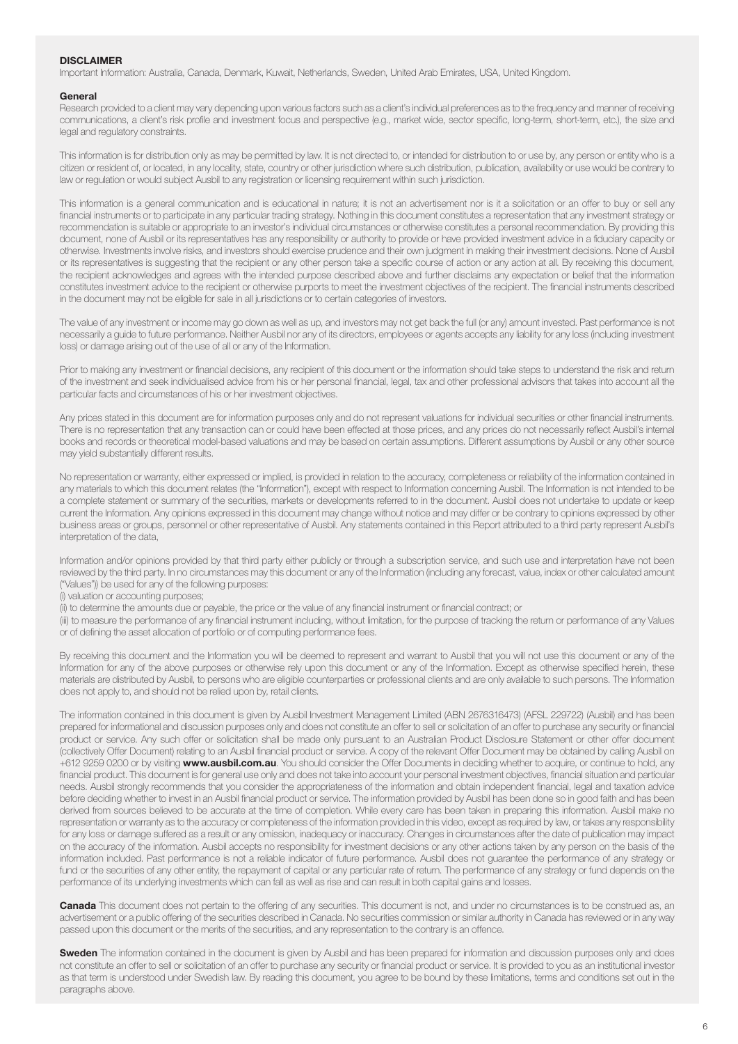**DISCLAIMER**

Important Information: Australia, Canada, Denmark, Kuwait, Netherlands, Sweden, United Arab Emirates, USA, United Kingdom.

**General**

Research provided to a client may vary depending upon various factors such as a client's individual preferences as to the frequency and manner of receiving communications, a client's risk profile and investment focus and perspective (e.g., market wide, sector specific, long-term, short-term, etc.), the size and legal and regulatory constraints.

This information is for distribution only as may be permitted by law. It is not directed to, or intended for distribution to or use by, any person or entity who is a citizen or resident of, or located, in any locality, state, country or other jurisdiction where such distribution, publication, availability or use would be contrary to law or regulation or would subject Ausbil to any registration or licensing requirement within such jurisdiction.

This information is a general communication and is educational in nature; it is not an advertisement nor is it a solicitation or an offer to buy or sell any financial instruments or to participate in any particular trading strategy. Nothing in this document constitutes a representation that any investment strategy or recommendation is suitable or appropriate to an investor's individual circumstances or otherwise constitutes a personal recommendation. By providing this document, none of Ausbil or its representatives has any responsibility or authority to provide or have provided investment advice in a fiduciary capacity or otherwise. Investments involve risks, and investors should exercise prudence and their own judgment in making their investment decisions. None of Ausbil or its representatives is suggesting that the recipient or any other person take a specific course of action or any action at all. By receiving this document, the recipient acknowledges and agrees with the intended purpose described above and further disclaims any expectation or belief that the information constitutes investment advice to the recipient or otherwise purports to meet the investment objectives of the recipient. The financial instruments described in the document may not be eligible for sale in all jurisdictions or to certain categories of investors.

The value of any investment or income may go down as well as up, and investors may not get back the full (or any) amount invested. Past performance is not necessarily a guide to future performance. Neither Ausbil nor any of its directors, employees or agents accepts any liability for any loss (including investment loss) or damage arising out of the use of all or any of the Information.

Prior to making any investment or financial decisions, any recipient of this document or the information should take steps to understand the risk and return of the investment and seek individualised advice from his or her personal financial, legal, tax and other professional advisors that takes into account all the particular facts and circumstances of his or her investment objectives.

Any prices stated in this document are for information purposes only and do not represent valuations for individual securities or other financial instruments. There is no representation that any transaction can or could have been effected at those prices, and any prices do not necessarily reflect Ausbil's internal books and records or theoretical model-based valuations and may be based on certain assumptions. Different assumptions by Ausbil or any other source may yield substantially different results.

No representation or warranty, either expressed or implied, is provided in relation to the accuracy, completeness or reliability of the information contained in any materials to which this document relates (the "Information"), except with respect to Information concerning Ausbil. The Information is not intended to be a complete statement or summary of the securities, markets or developments referred to in the document. Ausbil does not undertake to update or keep current the Information. Any opinions expressed in this document may change without notice and may differ or be contrary to opinions expressed by other business areas or groups, personnel or other representative of Ausbil. Any statements contained in this Report attributed to a third party represent Ausbil's interpretation of the data,

Information and/or opinions provided by that third party either publicly or through a subscription service, and such use and interpretation have not been reviewed by the third party. In no circumstances may this document or any of the Information (including any forecast, value, index or other calculated amount ("Values")) be used for any of the following purposes:

(i) valuation or accounting purposes;

(ii) to determine the amounts due or payable, the price or the value of any financial instrument or financial contract; or

(iii) to measure the performance of any financial instrument including, without limitation, for the purpose of tracking the return or performance of any Values or of defining the asset allocation of portfolio or of computing performance fees.

By receiving this document and the Information you will be deemed to represent and warrant to Ausbil that you will not use this document or any of the Information for any of the above purposes or otherwise rely upon this document or any of the Information. Except as otherwise specified herein, these materials are distributed by Ausbil, to persons who are eligible counterparties or professional clients and are only available to such persons. The Information does not apply to, and should not be relied upon by, retail clients.

The information contained in this document is given by Ausbil Investment Management Limited (ABN 2676316473) (AFSL 229722) (Ausbil) and has been prepared for informational and discussion purposes only and does not constitute an offer to sell or solicitation of an offer to purchase any security or financial product or service. Any such offer or solicitation shall be made only pursuant to an Australian Product Disclosure Statement or other offer document (collectively Offer Document) relating to an Ausbil financial product or service. A copy of the relevant Offer Document may be obtained by calling Ausbil on +612 9259 0200 or by visiting **www.ausbil.com.au**. You should consider the Offer Documents in deciding whether to acquire, or continue to hold, any financial product. This document is for general use only and does not take into account your personal investment objectives, financial situation and particular needs. Ausbil strongly recommends that you consider the appropriateness of the information and obtain independent financial, legal and taxation advice before deciding whether to invest in an Ausbil financial product or service. The information provided by Ausbil has been done so in good faith and has been derived from sources believed to be accurate at the time of completion. While every care has been taken in preparing this information. Ausbil make no representation or warranty as to the accuracy or completeness of the information provided in this video, except as required by law, or takes any responsibility for any loss or damage suffered as a result or any omission, inadequacy or inaccuracy. Changes in circumstances after the date of publication may impact on the accuracy of the information. Ausbil accepts no responsibility for investment decisions or any other actions taken by any person on the basis of the information included. Past performance is not a reliable indicator of future performance. Ausbil does not guarantee the performance of any strategy or fund or the securities of any other entity, the repayment of capital or any particular rate of return. The performance of any strategy or fund depends on the performance of its underlying investments which can fall as well as rise and can result in both capital gains and losses.

**Canada** This document does not pertain to the offering of any securities. This document is not, and under no circumstances is to be construed as, an advertisement or a public offering of the securities described in Canada. No securities commission or similar authority in Canada has reviewed or in any way passed upon this document or the merits of the securities, and any representation to the contrary is an offence.

**Sweden** The information contained in the document is given by Ausbil and has been prepared for information and discussion purposes only and does not constitute an offer to sell or solicitation of an offer to purchase any security or financial product or service. It is provided to you as an institutional investor as that term is understood under Swedish law. By reading this document, you agree to be bound by these limitations, terms and conditions set out in the paragraphs above.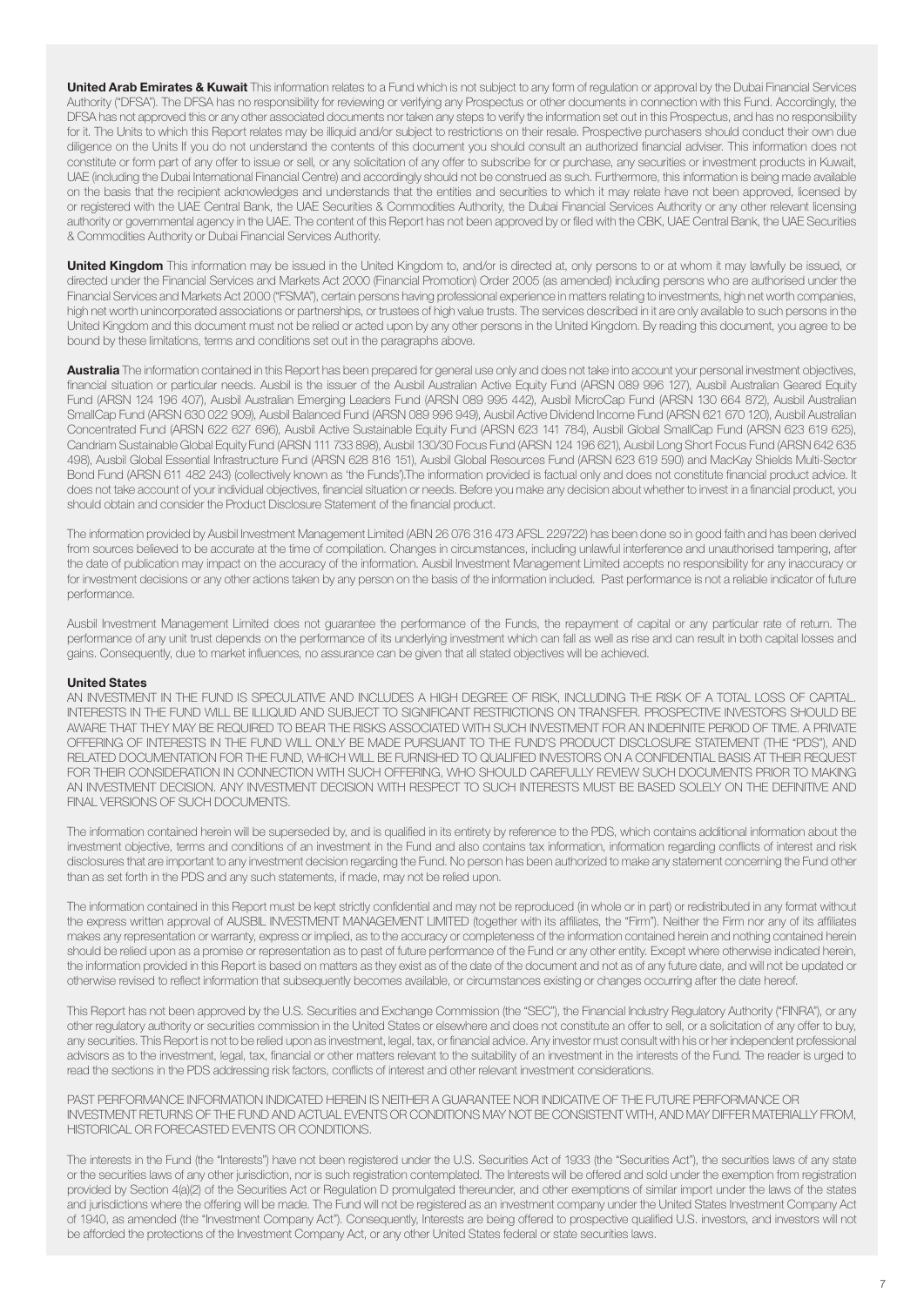**United Arab Emirates & Kuwait** This information relates to a Fund which is not subject to any form of regulation or approval by the Dubai Financial Services Authority ("DFSA"). The DFSA has no responsibility for reviewing or verifying any Prospectus or other documents in connection with this Fund. Accordingly, the DFSA has not approved this or any other associated documents nor taken any steps to verify the information set out in this Prospectus, and has no responsibility for it. The Units to which this Report relates may be illiquid and/or subject to restrictions on their resale. Prospective purchasers should conduct their own due diligence on the Units If you do not understand the contents of this document you should consult an authorized financial adviser. This information does not constitute or form part of any offer to issue or sell, or any solicitation of any offer to subscribe for or purchase, any securities or investment products in Kuwait, UAE (including the Dubai International Financial Centre) and accordingly should not be construed as such. Furthermore, this information is being made available on the basis that the recipient acknowledges and understands that the entities and securities to which it may relate have not been approved, licensed by or registered with the UAE Central Bank, the UAE Securities & Commodities Authority, the Dubai Financial Services Authority or any other relevant licensing authority or governmental agency in the UAE. The content of this Report has not been approved by or filed with the CBK, UAE Central Bank, the UAE Securities & Commodities Authority or Dubai Financial Services Authority.

**United Kingdom** This information may be issued in the United Kingdom to, and/or is directed at, only persons to or at whom it may lawfully be issued, or directed under the Financial Services and Markets Act 2000 (Financial Promotion) Order 2005 (as amended) including persons who are authorised under the Financial Services and Markets Act 2000 ("FSMA"), certain persons having professional experience in matters relating to investments, high net worth companies, high net worth unincorporated associations or partnerships, or trustees of high value trusts. The services described in it are only available to such persons in the United Kingdom and this document must not be relied or acted upon by any other persons in the United Kingdom. By reading this document, you agree to be bound by these limitations, terms and conditions set out in the paragraphs above.

**Australia** The information contained in this Report has been prepared for general use only and does not take into account your personal investment objectives, financial situation or particular needs. Ausbil is the issuer of the Ausbil Australian Active Equity Fund (ARSN 089 996 127), Ausbil Australian Geared Equity Fund (ARSN 124 196 407), Ausbil Australian Emerging Leaders Fund (ARSN 089 995 442), Ausbil MicroCap Fund (ARSN 130 664 872), Ausbil Australian SmallCap Fund (ARSN 630 022 909), Ausbil Balanced Fund (ARSN 089 996 949), Ausbil Active Dividend Income Fund (ARSN 621 670 120), Ausbil Australian Concentrated Fund (ARSN 622 627 696), Ausbil Active Sustainable Equity Fund (ARSN 623 141 784), Ausbil Global SmallCap Fund (ARSN 623 619 625), Candriam Sustainable Global Equity Fund (ARSN 111 733 898), Ausbil 130/30 Focus Fund (ARSN 124 196 621), Ausbil Long Short Focus Fund (ARSN 642 635 498), Ausbil Global Essential Infrastructure Fund (ARSN 628 816 151), Ausbil Global Resources Fund (ARSN 623 619 590) and MacKay Shields Multi-Sector Bond Fund (ARSN 611 482 243) (collectively known as 'the Funds').The information provided is factual only and does not constitute financial product advice. It does not take account of your individual objectives, financial situation or needs. Before you make any decision about whether to invest in a financial product, you should obtain and consider the Product Disclosure Statement of the financial product.

The information provided by Ausbil Investment Management Limited (ABN 26 076 316 473 AFSL 229722) has been done so in good faith and has been derived from sources believed to be accurate at the time of compilation. Changes in circumstances, including unlawful interference and unauthorised tampering, after the date of publication may impact on the accuracy of the information. Ausbil Investment Management Limited accepts no responsibility for any inaccuracy or for investment decisions or any other actions taken by any person on the basis of the information included. Past performance is not a reliable indicator of future performance.

Ausbil Investment Management Limited does not guarantee the performance of the Funds, the repayment of capital or any particular rate of return. The performance of any unit trust depends on the performance of its underlying investment which can fall as well as rise and can result in both capital losses and gains. Consequently, due to market influences, no assurance can be given that all stated objectives will be achieved.

**United States**

AN INVESTMENT IN THE FUND IS SPECULATIVE AND INCLUDES A HIGH DEGREE OF RISK, INCLUDING THE RISK OF A TOTAL LOSS OF CAPITAL. INTERESTS IN THE FUND WILL BE ILLIQUID AND SUBJECT TO SIGNIFICANT RESTRICTIONS ON TRANSFER. PROSPECTIVE INVESTORS SHOULD BE AWARE THAT THEY MAY BE REQUIRED TO BEAR THE RISKS ASSOCIATED WITH SUCH INVESTMENT FOR AN INDEFINITE PERIOD OF TIME. A PRIVATE OFFERING OF INTERESTS IN THE FUND WILL ONLY BE MADE PURSUANT TO THE FUND'S PRODUCT DISCLOSURE STATEMENT (THE "PDS"), AND RELATED DOCUMENTATION FOR THE FUND, WHICH WILL BE FURNISHED TO QUALIFIED INVESTORS ON A CONFIDENTIAL BASIS AT THEIR REQUEST FOR THEIR CONSIDERATION IN CONNECTION WITH SUCH OFFERING, WHO SHOULD CAREFULLY REVIEW SUCH DOCUMENTS PRIOR TO MAKING AN INVESTMENT DECISION. ANY INVESTMENT DECISION WITH RESPECT TO SUCH INTERESTS MUST BE BASED SOLELY ON THE DEFINITIVE AND FINAL VERSIONS OF SUCH DOCUMENTS.

The information contained herein will be superseded by, and is qualified in its entirety by reference to the PDS, which contains additional information about the investment objective, terms and conditions of an investment in the Fund and also contains tax information, information regarding conflicts of interest and risk disclosures that are important to any investment decision regarding the Fund. No person has been authorized to make any statement concerning the Fund other than as set forth in the PDS and any such statements, if made, may not be relied upon.

The information contained in this Report must be kept strictly confidential and may not be reproduced (in whole or in part) or redistributed in any format without the express written approval of AUSBIL INVESTMENT MANAGEMENT LIMITED (together with its affiliates, the "Firm"). Neither the Firm nor any of its affiliates makes any representation or warranty, express or implied, as to the accuracy or completeness of the information contained herein and nothing contained herein should be relied upon as a promise or representation as to past of future performance of the Fund or any other entity. Except where otherwise indicated herein, the information provided in this Report is based on matters as they exist as of the date of the document and not as of any future date, and will not be updated or otherwise revised to reflect information that subsequently becomes available, or circumstances existing or changes occurring after the date hereof.

This Report has not been approved by the U.S. Securities and Exchange Commission (the "SEC"), the Financial Industry Regulatory Authority ("FINRA"), or any other regulatory authority or securities commission in the United States or elsewhere and does not constitute an offer to sell, or a solicitation of any offer to buy, any securities. This Report is not to be relied upon as investment, legal, tax, or financial advice. Any investor must consult with his or her independent professional advisors as to the investment, legal, tax, financial or other matters relevant to the suitability of an investment in the interests of the Fund. The reader is urged to read the sections in the PDS addressing risk factors, conflicts of interest and other relevant investment considerations.

PAST PERFORMANCE INFORMATION INDICATED HEREIN IS NEITHER A GUARANTEE NOR INDICATIVE OF THE FUTURE PERFORMANCE OR INVESTMENT RETURNS OF THE FUND AND ACTUAL EVENTS OR CONDITIONS MAY NOT BE CONSISTENT WITH, AND MAY DIFFER MATERIALLY FROM, HISTORICAL OR FORECASTED EVENTS OR CONDITIONS.

The interests in the Fund (the "Interests") have not been registered under the U.S. Securities Act of 1933 (the "Securities Act"), the securities laws of any state or the securities laws of any other jurisdiction, nor is such registration contemplated. The Interests will be offered and sold under the exemption from registration provided by Section 4(a)(2) of the Securities Act or Regulation D promulgated thereunder, and other exemptions of similar import under the laws of the states and jurisdictions where the offering will be made. The Fund will not be registered as an investment company under the United States Investment Company Act of 1940, as amended (the "Investment Company Act"). Consequently, Interests are being offered to prospective qualified U.S. investors, and investors will not be afforded the protections of the Investment Company Act, or any other United States federal or state securities laws.